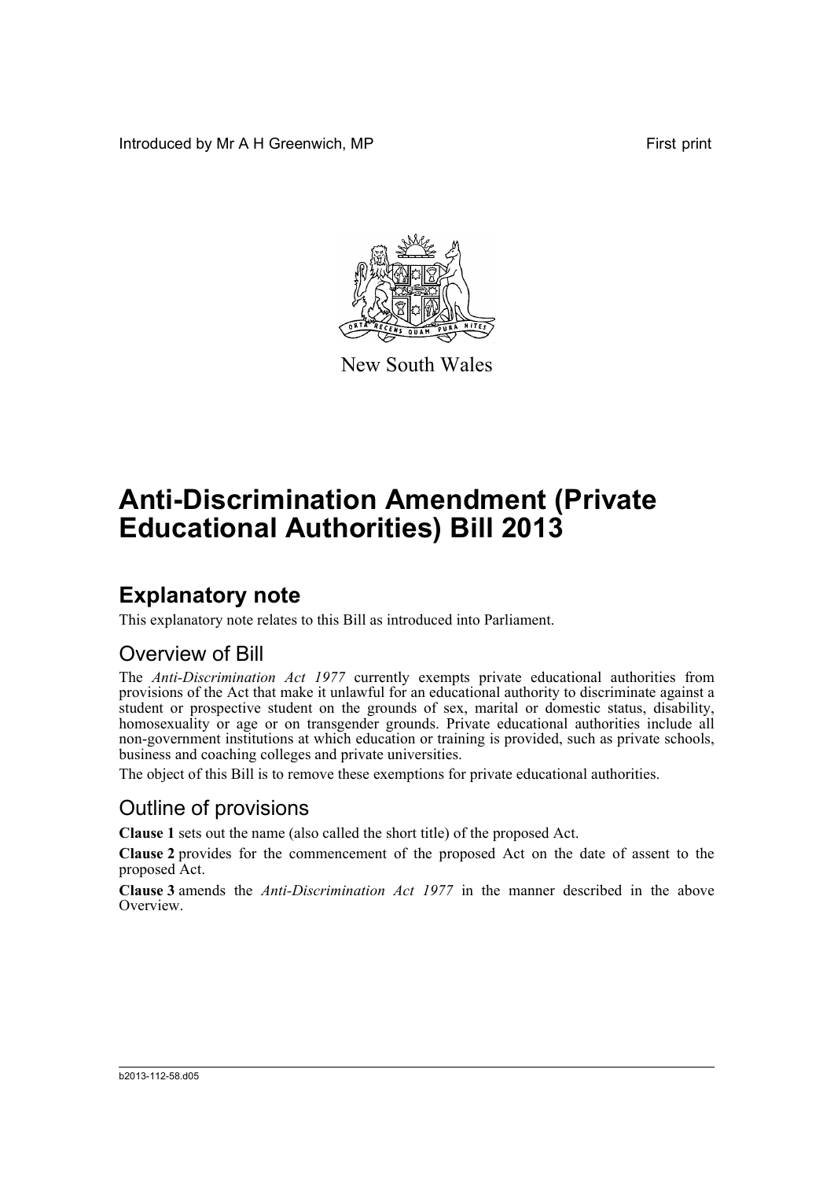Introduced by Mr A H Greenwich, MP First print

New South Wales

# Anti-Discrimination Amendment (Private Educational Authorities) Bill 2013

## Explanatory note

This explanatory note relates to this Bill as introduced into Parliament.

### Overview of Bill

The *Anti-Discrimination Act 1977* currently exempts private educational authorities from provisions of the Act that make it unlawful for an educational authority to discriminate against a student or prospective student on the grounds of sex, marital or domestic status, disability, homosexuality or age or on transgender grounds. Private educational authorities include all non-government institutions at which education or training is provided, such as private schools, business and coaching colleges and private universities.

The object of this Bill is to remove these exemptions for private educational authorities.

### Outline of provisions

**Clause 1** sets out the name (also called the short title) of the proposed Act.

**Clause 2** provides for the commencement of the proposed Act on the date of assent to the proposed Act.

**Clause 3** amends the *Anti-Discrimination Act 1977* in the manner described in the above Overview.

b2013-112-58.d05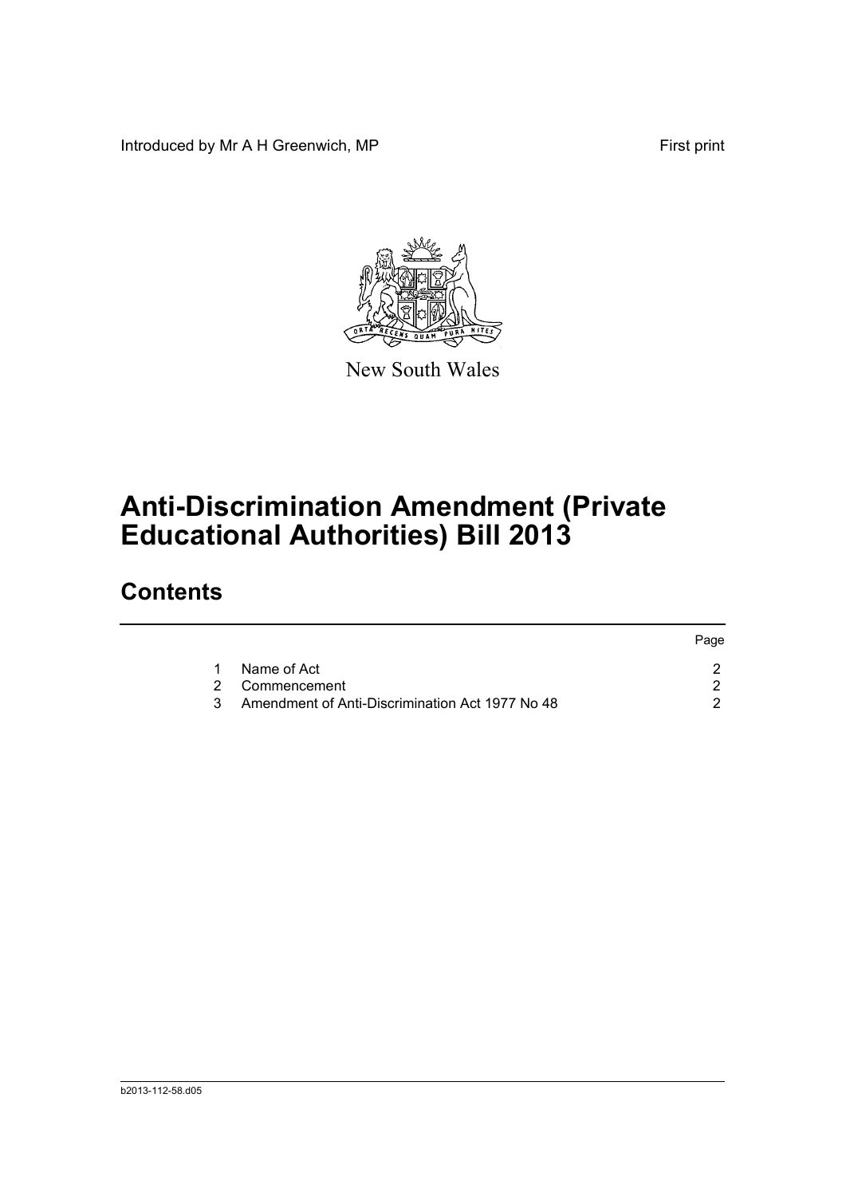Introduced by Mr A H Greenwich, MP

First print

New South Wales

# Anti-Discrimination Amendment (Private Educational Authorities) Bill 2013

## Contents

| | | Page |
|---|---|---|
| 1 | Name of Act | 2 |
| 2 | Commencement | 2 |
| 3 | Amendment of Anti-Discrimination Act 1977 No 48 | 2 |

b2013-112-58.d05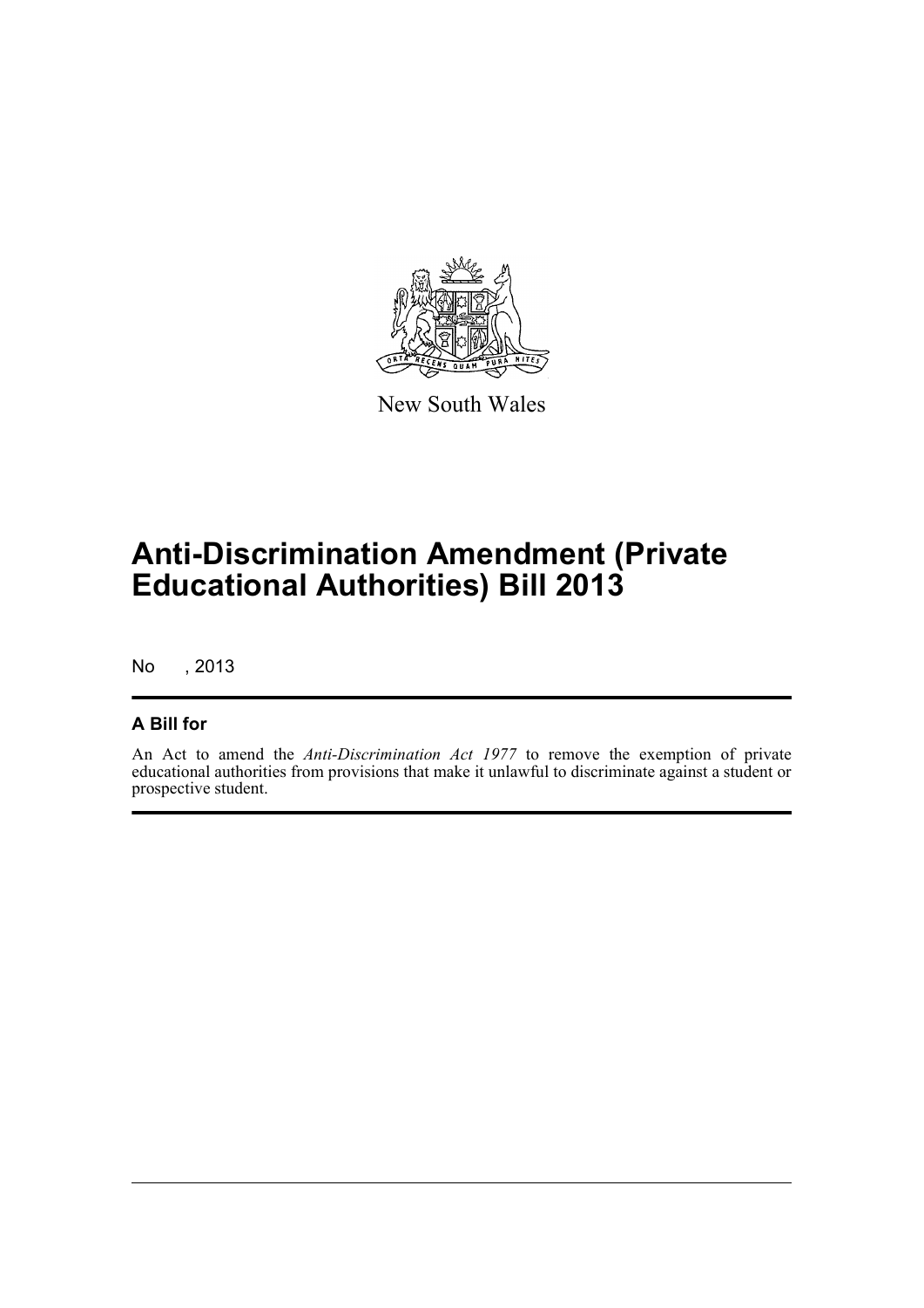New South Wales

# Anti-Discrimination Amendment (Private Educational Authorities) Bill 2013

No , 2013

## A Bill for

An Act to amend the *Anti-Discrimination Act 1977* to remove the exemption of private educational authorities from provisions that make it unlawful to discriminate against a student or prospective student.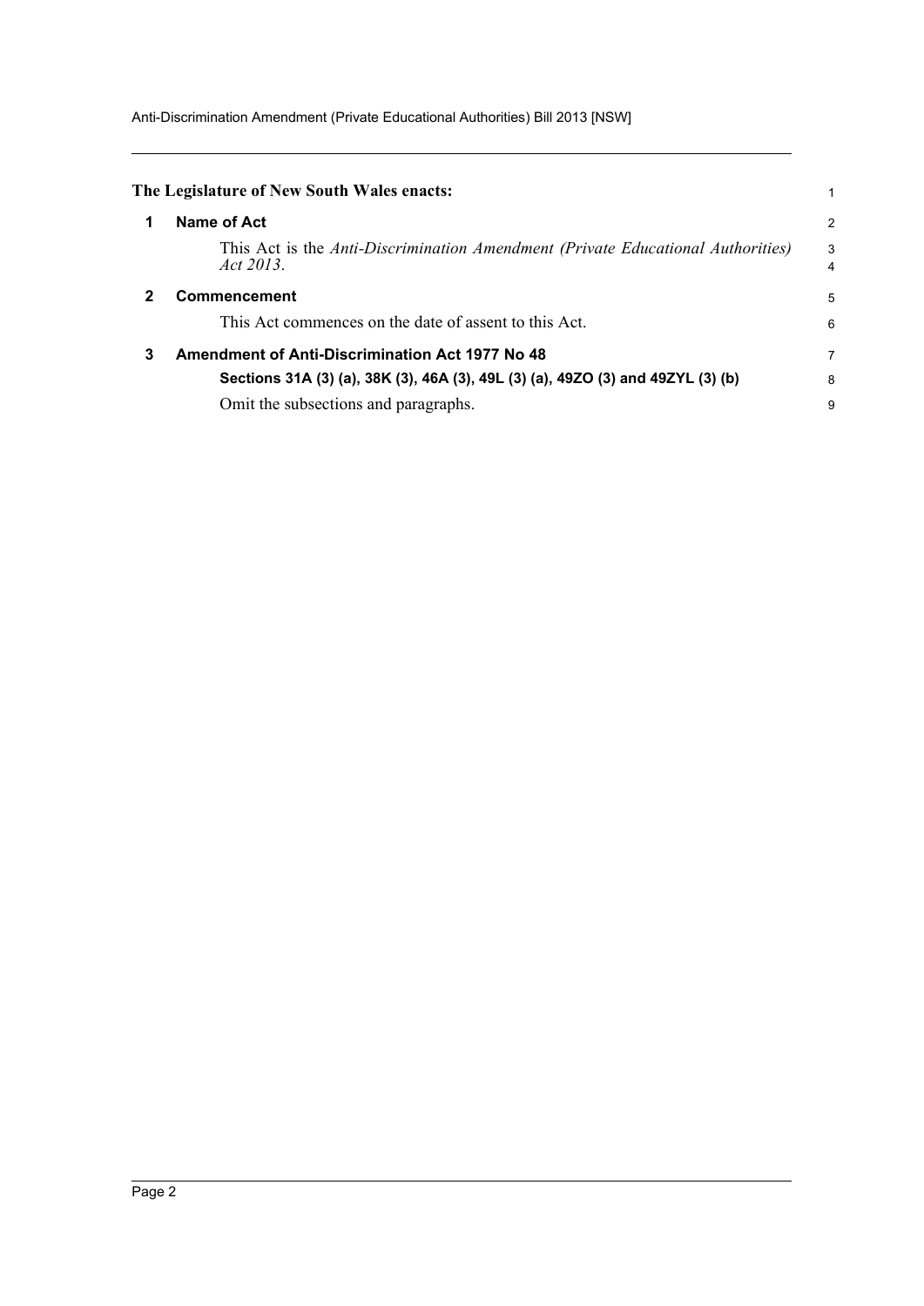**The Legislature of New South Wales enacts:**

## 1 Name of Act

This Act is the *Anti-Discrimination Amendment (Private Educational Authorities) Act 2013*.

## 2 Commencement

This Act commences on the date of assent to this Act.

## 3 Amendment of Anti-Discrimination Act 1977 No 48

**Sections 31A (3) (a), 38K (3), 46A (3), 49L (3) (a), 49ZO (3) and 49ZYL (3) (b)**

Omit the subsections and paragraphs.